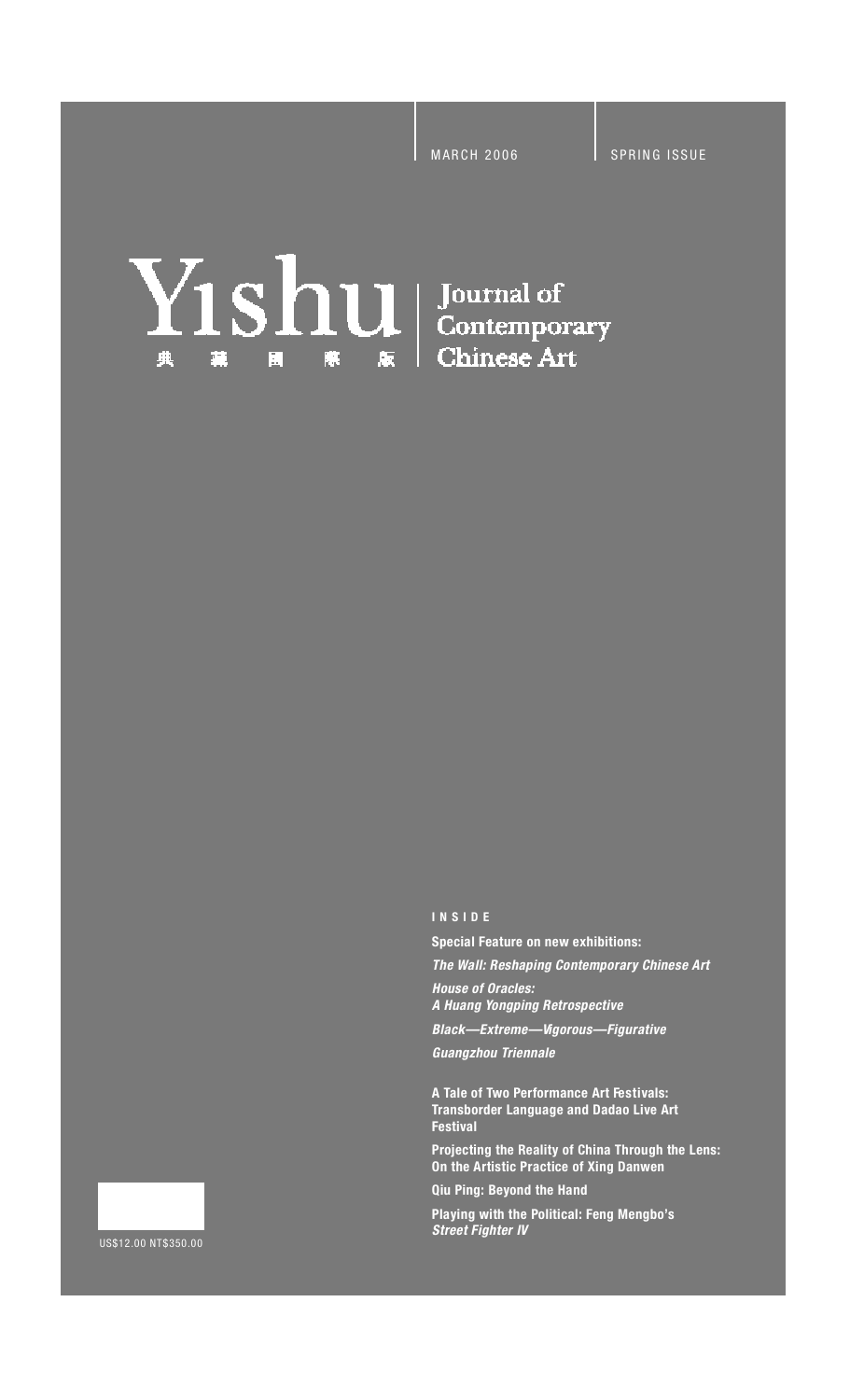MARCH 2006 | SPRING ISSUE

# Yishu 典藏國際版

## Journal of Contemporary Chinese Art

**INSIDE**

**Special Feature on new exhibitions:**

***The Wall: Reshaping Contemporary Chinese Art***

***House of Oracles: A Huang Yongping Retrospective***

***Black—Extreme—Vigorous—Figurative***

***Guangzhou Triennale***

**A Tale of Two Performance Art Festivals: Transborder Language and Dadao Live Art Festival**

**Projecting the Reality of China Through the Lens: On the Artistic Practice of Xing Danwen**

**Qiu Ping: Beyond the Hand**

**Playing with the Political: Feng Mengbo's *Street Fighter IV***

US$12.00 NT$350.00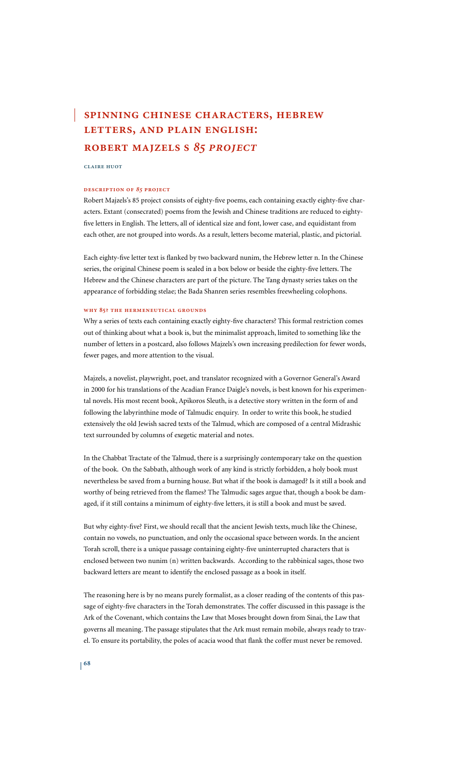# spinning chinese characters, hebrew letters, and plain english: robert majzels s *85 project*

claire huot

### description of *85* project

Robert Majzels's 85 project consists of eighty-five poems, each containing exactly eighty-five characters. Extant (consecrated) poems from the Jewish and Chinese traditions are reduced to eighty-five letters in English. The letters, all of identical size and font, lower case, and equidistant from each other, are not grouped into words. As a result, letters become material, plastic, and pictorial.

Each eighty-five letter text is flanked by two backward nunim, the Hebrew letter n. In the Chinese series, the original Chinese poem is sealed in a box below or beside the eighty-five letters. The Hebrew and the Chinese characters are part of the picture. The Tang dynasty series takes on the appearance of forbidding stelae; the Bada Shanren series resembles freewheeling colophons.

### why 85? the hermeneutical grounds

Why a series of texts each containing exactly eighty-five characters? This formal restriction comes out of thinking about what a book is, but the minimalist approach, limited to something like the number of letters in a postcard, also follows Majzels's own increasing predilection for fewer words, fewer pages, and more attention to the visual.

Majzels, a novelist, playwright, poet, and translator recognized with a Governor General's Award in 2000 for his translations of the Acadian France Daigle's novels, is best known for his experimental novels. His most recent book, Apikoros Sleuth, is a detective story written in the form of and following the labyrinthine mode of Talmudic enquiry. In order to write this book, he studied extensively the old Jewish sacred texts of the Talmud, which are composed of a central Midrashic text surrounded by columns of exegetic material and notes.

In the Chabbat Tractate of the Talmud, there is a surprisingly contemporary take on the question of the book. On the Sabbath, although work of any kind is strictly forbidden, a holy book must nevertheless be saved from a burning house. But what if the book is damaged? Is it still a book and worthy of being retrieved from the flames? The Talmudic sages argue that, though a book be damaged, if it still contains a minimum of eighty-five letters, it is still a book and must be saved.

But why eighty-five? First, we should recall that the ancient Jewish texts, much like the Chinese, contain no vowels, no punctuation, and only the occasional space between words. In the ancient Torah scroll, there is a unique passage containing eighty-five uninterrupted characters that is enclosed between two nunim (n) written backwards. According to the rabbinical sages, those two backward letters are meant to identify the enclosed passage as a book in itself.

The reasoning here is by no means purely formalist, as a closer reading of the contents of this passage of eighty-five characters in the Torah demonstrates. The coffer discussed in this passage is the Ark of the Covenant, which contains the Law that Moses brought down from Sinai, the Law that governs all meaning. The passage stipulates that the Ark must remain mobile, always ready to travel. To ensure its portability, the poles of acacia wood that flank the coffer must never be removed.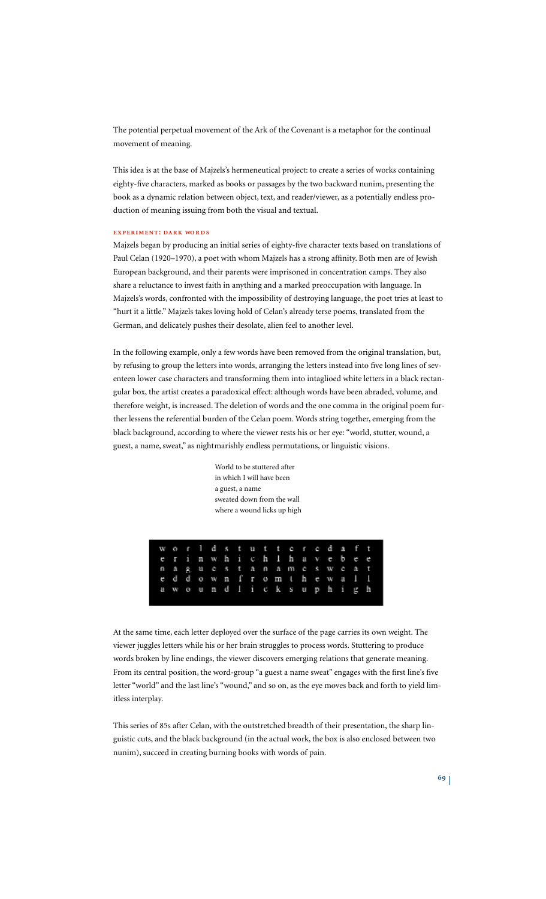The potential perpetual movement of the Ark of the Covenant is a metaphor for the continual movement of meaning.

This idea is at the base of Majzels's hermeneutical project: to create a series of works containing eighty-five characters, marked as books or passages by the two backward nunim, presenting the book as a dynamic relation between object, text, and reader/viewer, as a potentially endless production of meaning issuing from both the visual and textual.

### EXPERIMENT: DARK WORDS

Majzels began by producing an initial series of eighty-five character texts based on translations of Paul Celan (1920–1970), a poet with whom Majzels has a strong affinity. Both men are of Jewish European background, and their parents were imprisoned in concentration camps. They also share a reluctance to invest faith in anything and a marked preoccupation with language. In Majzels's words, confronted with the impossibility of destroying language, the poet tries at least to "hurt it a little." Majzels takes loving hold of Celan's already terse poems, translated from the German, and delicately pushes their desolate, alien feel to another level.

In the following example, only a few words have been removed from the original translation, but, by refusing to group the letters into words, arranging the letters instead into five long lines of seventeen lower case characters and transforming them into intaglioed white letters in a black rectangular box, the artist creates a paradoxical effect: although words have been abraded, volume, and therefore weight, is increased. The deletion of words and the one comma in the original poem further lessens the referential burden of the Celan poem. Words string together, emerging from the black background, according to where the viewer rests his or her eye: "world, stutter, wound, a guest, a name, sweat," as nightmarishly endless permutations, or linguistic visions.

> World to be stuttered after
> in which I will have been
> a guest, a name
> sweated down from the wall
> where a wound licks up high

```
w o r l d s t u t t e r e d a f t
e r i n w h i c h I h a v e b e e
n a g u e s t a n a m e s w e a t
e d d o w n f r o m t h e w a l l
a w o u n d l i c k s u p h i g h
```

At the same time, each letter deployed over the surface of the page carries its own weight. The viewer juggles letters while his or her brain struggles to process words. Stuttering to produce words broken by line endings, the viewer discovers emerging relations that generate meaning. From its central position, the word-group "a guest a name sweat" engages with the first line's five letter "world" and the last line's "wound," and so on, as the eye moves back and forth to yield limitless interplay.

This series of 85s after Celan, with the outstretched breadth of their presentation, the sharp linguistic cuts, and the black background (in the actual work, the box is also enclosed between two nunim), succeed in creating burning books with words of pain.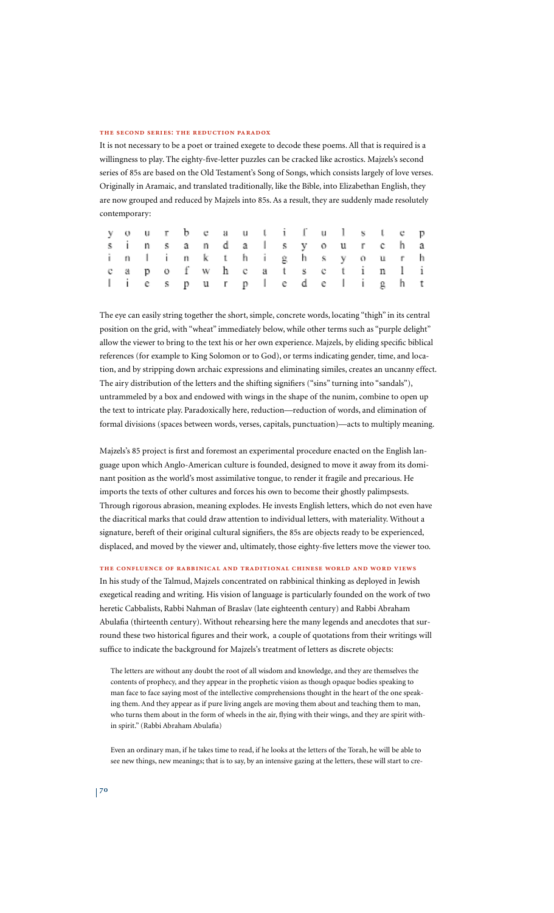### THE SECOND SERIES: THE REDUCTION PARADOX

It is not necessary to be a poet or trained exegete to decode these poems. All that is required is a willingness to play. The eighty-five-letter puzzles can be cracked like acrostics. Majzels's second series of 85s are based on the Old Testament's Song of Songs, which consists largely of love verses. Originally in Aramaic, and translated traditionally, like the Bible, into Elizabethan English, they are now grouped and reduced by Majzels into 85s. As a result, they are suddenly made resolutely contemporary:

```
y o u r b e a u t i f u l s t e p
s i n s a n d a l s y o u r c h a
i n l i n k t h i g h s y o u r h
e a p o f w h e a t s e t i n l i
l i e s p u r p l e d e l i g h t
```

The eye can easily string together the short, simple, concrete words, locating "thigh" in its central position on the grid, with "wheat" immediately below, while other terms such as "purple delight" allow the viewer to bring to the text his or her own experience. Majzels, by eliding specific biblical references (for example to King Solomon or to God), or terms indicating gender, time, and location, and by stripping down archaic expressions and eliminating similes, creates an uncanny effect. The airy distribution of the letters and the shifting signifiers ("sins" turning into "sandals"), untrammeled by a box and endowed with wings in the shape of the nunim, combine to open up the text to intricate play. Paradoxically here, reduction—reduction of words, and elimination of formal divisions (spaces between words, verses, capitals, punctuation)—acts to multiply meaning.

Majzels's 85 project is first and foremost an experimental procedure enacted on the English language upon which Anglo-American culture is founded, designed to move it away from its dominant position as the world's most assimilative tongue, to render it fragile and precarious. He imports the texts of other cultures and forces his own to become their ghostly palimpsests. Through rigorous abrasion, meaning explodes. He invests English letters, which do not even have the diacritical marks that could draw attention to individual letters, with materiality. Without a signature, bereft of their original cultural signifiers, the 85s are objects ready to be experienced, displaced, and moved by the viewer and, ultimately, those eighty-five letters move the viewer too.

### THE CONFLUENCE OF RABBINICAL AND TRADITIONAL CHINESE WORLD AND WORD VIEWS

In his study of the Talmud, Majzels concentrated on rabbinical thinking as deployed in Jewish exegetical reading and writing. His vision of language is particularly founded on the work of two heretic Cabbalists, Rabbi Nahman of Braslav (late eighteenth century) and Rabbi Abraham Abulafia (thirteenth century). Without rehearsing here the many legends and anecdotes that surround these two historical figures and their work, a couple of quotations from their writings will suffice to indicate the background for Majzels's treatment of letters as discrete objects:

> The letters are without any doubt the root of all wisdom and knowledge, and they are themselves the contents of prophecy, and they appear in the prophetic vision as though opaque bodies speaking to man face to face saying most of the intellective comprehensions thought in the heart of the one speaking them. And they appear as if pure living angels are moving them about and teaching them to man, who turns them about in the form of wheels in the air, flying with their wings, and they are spirit within spirit." (Rabbi Abraham Abulafia)

> Even an ordinary man, if he takes time to read, if he looks at the letters of the Torah, he will be able to see new things, new meanings; that is to say, by an intensive gazing at the letters, these will start to cre-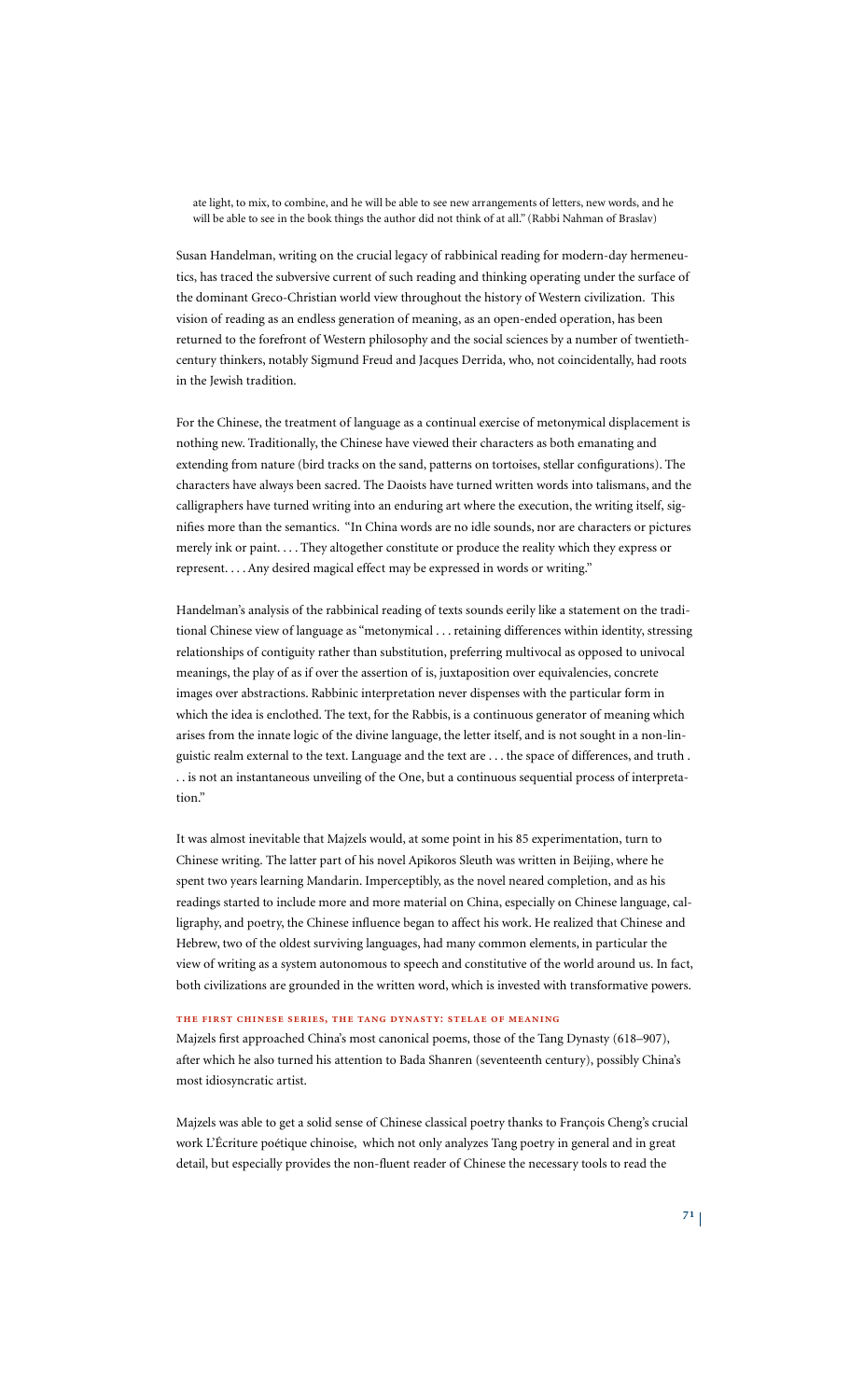> ate light, to mix, to combine, and he will be able to see new arrangements of letters, new words, and he will be able to see in the book things the author did not think of at all." (Rabbi Nahman of Braslav)

Susan Handelman, writing on the crucial legacy of rabbinical reading for modern-day hermeneutics, has traced the subversive current of such reading and thinking operating under the surface of the dominant Greco-Christian world view throughout the history of Western civilization. This vision of reading as an endless generation of meaning, as an open-ended operation, has been returned to the forefront of Western philosophy and the social sciences by a number of twentieth-century thinkers, notably Sigmund Freud and Jacques Derrida, who, not coincidentally, had roots in the Jewish tradition.

For the Chinese, the treatment of language as a continual exercise of metonymical displacement is nothing new. Traditionally, the Chinese have viewed their characters as both emanating and extending from nature (bird tracks on the sand, patterns on tortoises, stellar configurations). The characters have always been sacred. The Daoists have turned written words into talismans, and the calligraphers have turned writing into an enduring art where the execution, the writing itself, signifies more than the semantics. "In China words are no idle sounds, nor are characters or pictures merely ink or paint. . . . They altogether constitute or produce the reality which they express or represent. . . . Any desired magical effect may be expressed in words or writing."

Handelman's analysis of the rabbinical reading of texts sounds eerily like a statement on the traditional Chinese view of language as "metonymical . . . retaining differences within identity, stressing relationships of contiguity rather than substitution, preferring multivocal as opposed to univocal meanings, the play of as if over the assertion of is, juxtaposition over equivalencies, concrete images over abstractions. Rabbinic interpretation never dispenses with the particular form in which the idea is enclothed. The text, for the Rabbis, is a continuous generator of meaning which arises from the innate logic of the divine language, the letter itself, and is not sought in a non-linguistic realm external to the text. Language and the text are . . . the space of differences, and truth . . . is not an instantaneous unveiling of the One, but a continuous sequential process of interpretation."

It was almost inevitable that Majzels would, at some point in his 85 experimentation, turn to Chinese writing. The latter part of his novel Apikoros Sleuth was written in Beijing, where he spent two years learning Mandarin. Imperceptibly, as the novel neared completion, and as his readings started to include more and more material on China, especially on Chinese language, calligraphy, and poetry, the Chinese influence began to affect his work. He realized that Chinese and Hebrew, two of the oldest surviving languages, had many common elements, in particular the view of writing as a system autonomous to speech and constitutive of the world around us. In fact, both civilizations are grounded in the written word, which is invested with transformative powers.

### The First Chinese Series, the Tang Dynasty: Stelae of Meaning

Majzels first approached China's most canonical poems, those of the Tang Dynasty (618–907), after which he also turned his attention to Bada Shanren (seventeenth century), possibly China's most idiosyncratic artist.

Majzels was able to get a solid sense of Chinese classical poetry thanks to François Cheng's crucial work L'Écriture poétique chinoise, which not only analyzes Tang poetry in general and in great detail, but especially provides the non-fluent reader of Chinese the necessary tools to read the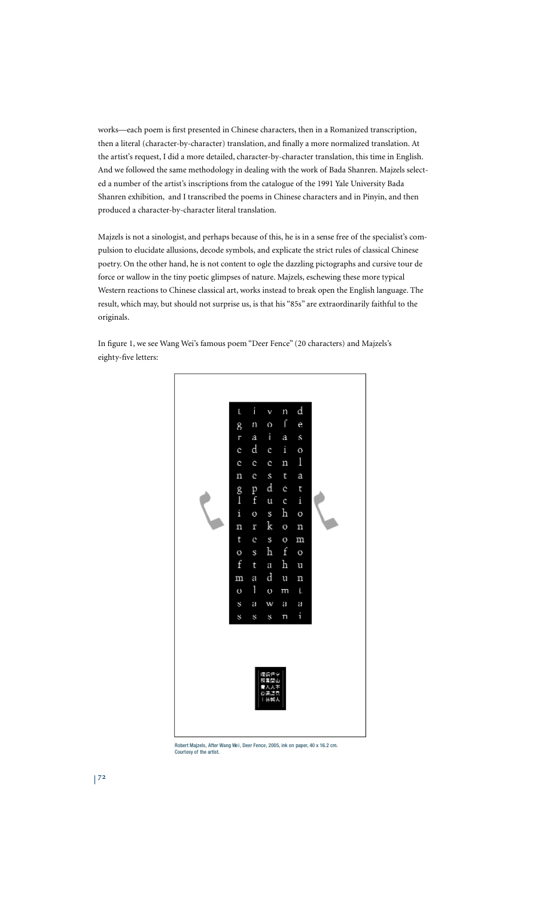works—each poem is first presented in Chinese characters, then in a Romanized transcription, then a literal (character-by-character) translation, and finally a more normalized translation. At the artist's request, I did a more detailed, character-by-character translation, this time in English. And we followed the same methodology in dealing with the work of Bada Shanren. Majzels selected a number of the artist's inscriptions from the catalogue of the 1991 Yale University Bada Shanren exhibition, and I transcribed the poems in Chinese characters and in Pinyin, and then produced a character-by-character literal translation.

Majzels is not a sinologist, and perhaps because of this, he is in a sense free of the specialist's compulsion to elucidate allusions, decode symbols, and explicate the strict rules of classical Chinese poetry. On the other hand, he is not content to ogle the dazzling pictographs and cursive tour de force or wallow in the tiny poetic glimpses of nature. Majzels, eschewing these more typical Western reactions to Chinese classical art, works instead to break open the English language. The result, which may, but should not surprise us, is that his "85s" are extraordinarily faithful to the originals.

In figure 1, we see Wang Wei's famous poem "Deer Fence" (20 characters) and Majzels's eighty-five letters:

Robert Majzels, After Wang Wei, Deer Fence, 2005, ink on paper, 40 x 16.2 cm. Courtesy of the artist.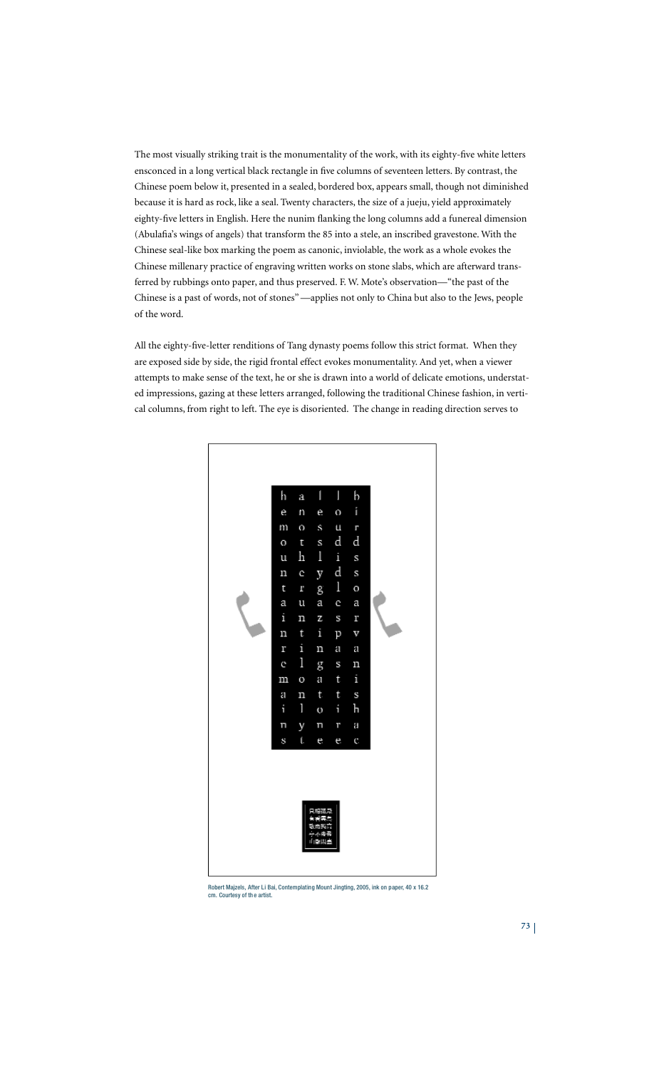The most visually striking trait is the monumentality of the work, with its eighty-five white letters ensconced in a long vertical black rectangle in five columns of seventeen letters. By contrast, the Chinese poem below it, presented in a sealed, bordered box, appears small, though not diminished because it is hard as rock, like a seal. Twenty characters, the size of a jueju, yield approximately eighty-five letters in English. Here the nunim flanking the long columns add a funereal dimension (Abulafia's wings of angels) that transform the 85 into a stele, an inscribed gravestone. With the Chinese seal-like box marking the poem as canonic, inviolable, the work as a whole evokes the Chinese millenary practice of engraving written works on stone slabs, which are afterward transferred by rubbings onto paper, and thus preserved. F. W. Mote's observation—"the past of the Chinese is a past of words, not of stones"—applies not only to China but also to the Jews, people of the word.

All the eighty-five-letter renditions of Tang dynasty poems follow this strict format. When they are exposed side by side, the rigid frontal effect evokes monumentality. And yet, when a viewer attempts to make sense of the text, he or she is drawn into a world of delicate emotions, understated impressions, gazing at these letters arranged, following the traditional Chinese fashion, in vertical columns, from right to left. The eye is disoriented. The change in reading direction serves to

Robert Majzels, After Li Bai, Contemplating Mount Jingting, 2005, ink on paper, 40 x 16.2 cm. Courtesy of the artist.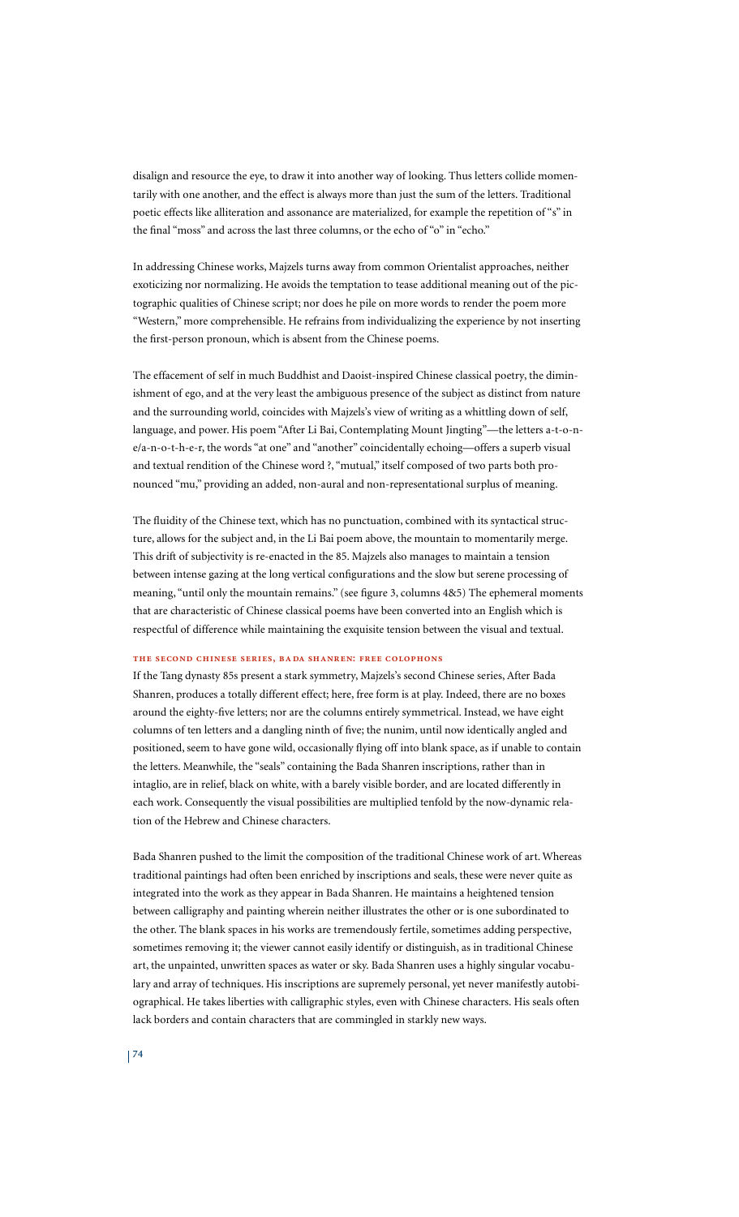disalign and resource the eye, to draw it into another way of looking. Thus letters collide momentarily with one another, and the effect is always more than just the sum of the letters. Traditional poetic effects like alliteration and assonance are materialized, for example the repetition of "s" in the final "moss" and across the last three columns, or the echo of "o" in "echo."

In addressing Chinese works, Majzels turns away from common Orientalist approaches, neither exoticizing nor normalizing. He avoids the temptation to tease additional meaning out of the pictographic qualities of Chinese script; nor does he pile on more words to render the poem more "Western," more comprehensible. He refrains from individualizing the experience by not inserting the first-person pronoun, which is absent from the Chinese poems.

The effacement of self in much Buddhist and Daoist-inspired Chinese classical poetry, the diminishment of ego, and at the very least the ambiguous presence of the subject as distinct from nature and the surrounding world, coincides with Majzels's view of writing as a whittling down of self, language, and power. His poem "After Li Bai, Contemplating Mount Jingting"—the letters a-t-o-n-e/a-n-o-t-h-e-r, the words "at one" and "another" coincidentally echoing—offers a superb visual and textual rendition of the Chinese word ?, "mutual," itself composed of two parts both pronounced "mu," providing an added, non-aural and non-representational surplus of meaning.

The fluidity of the Chinese text, which has no punctuation, combined with its syntactical structure, allows for the subject and, in the Li Bai poem above, the mountain to momentarily merge. This drift of subjectivity is re-enacted in the 85. Majzels also manages to maintain a tension between intense gazing at the long vertical configurations and the slow but serene processing of meaning, "until only the mountain remains." (see figure 3, columns 4&5) The ephemeral moments that are characteristic of Chinese classical poems have been converted into an English which is respectful of difference while maintaining the exquisite tension between the visual and textual.

### The Second Chinese Series, Bada Shanren: Free Colophons

If the Tang dynasty 85s present a stark symmetry, Majzels's second Chinese series, After Bada Shanren, produces a totally different effect; here, free form is at play. Indeed, there are no boxes around the eighty-five letters; nor are the columns entirely symmetrical. Instead, we have eight columns of ten letters and a dangling ninth of five; the nunim, until now identically angled and positioned, seem to have gone wild, occasionally flying off into blank space, as if unable to contain the letters. Meanwhile, the "seals" containing the Bada Shanren inscriptions, rather than in intaglio, are in relief, black on white, with a barely visible border, and are located differently in each work. Consequently the visual possibilities are multiplied tenfold by the now-dynamic relation of the Hebrew and Chinese characters.

Bada Shanren pushed to the limit the composition of the traditional Chinese work of art. Whereas traditional paintings had often been enriched by inscriptions and seals, these were never quite as integrated into the work as they appear in Bada Shanren. He maintains a heightened tension between calligraphy and painting wherein neither illustrates the other or is one subordinated to the other. The blank spaces in his works are tremendously fertile, sometimes adding perspective, sometimes removing it; the viewer cannot easily identify or distinguish, as in traditional Chinese art, the unpainted, unwritten spaces as water or sky. Bada Shanren uses a highly singular vocabulary and array of techniques. His inscriptions are supremely personal, yet never manifestly autobiographical. He takes liberties with calligraphic styles, even with Chinese characters. His seals often lack borders and contain characters that are commingled in starkly new ways.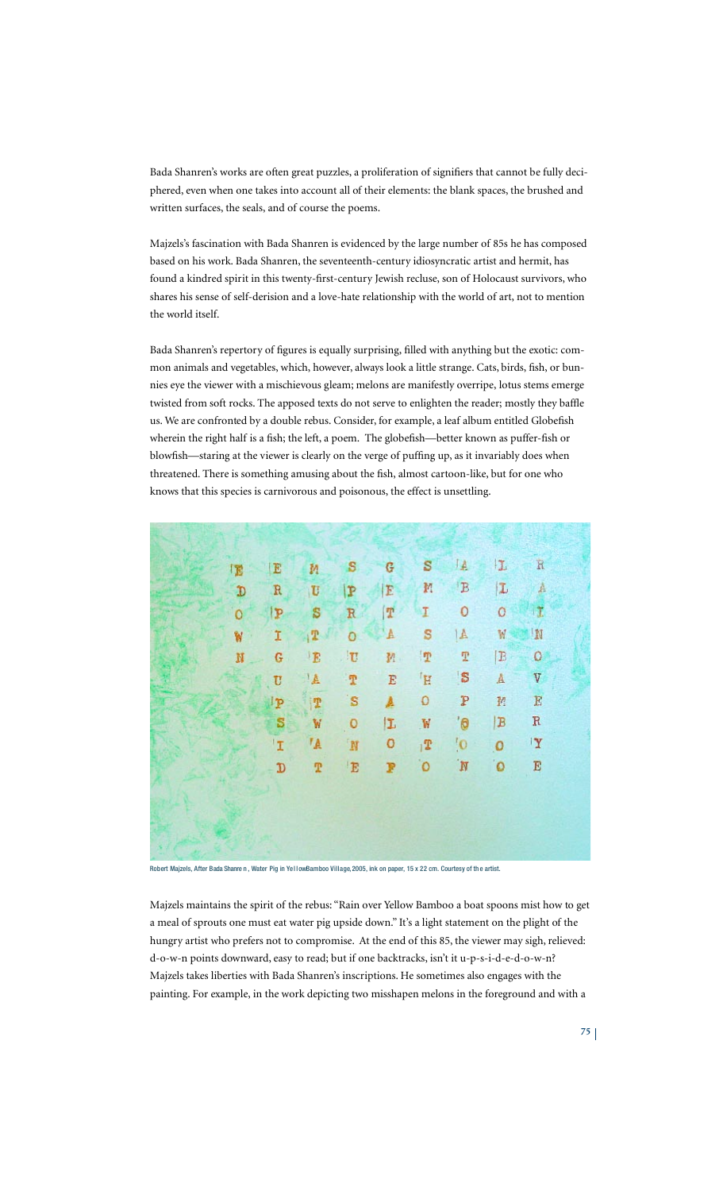Bada Shanren's works are often great puzzles, a proliferation of signifiers that cannot be fully deciphered, even when one takes into account all of their elements: the blank spaces, the brushed and written surfaces, the seals, and of course the poems.

Majzels's fascination with Bada Shanren is evidenced by the large number of 85s he has composed based on his work. Bada Shanren, the seventeenth-century idiosyncratic artist and hermit, has found a kindred spirit in this twenty-first-century Jewish recluse, son of Holocaust survivors, who shares his sense of self-derision and a love-hate relationship with the world of art, not to mention the world itself.

Bada Shanren's repertory of figures is equally surprising, filled with anything but the exotic: common animals and vegetables, which, however, always look a little strange. Cats, birds, fish, or bunnies eye the viewer with a mischievous gleam; melons are manifestly overripe, lotus stems emerge twisted from soft rocks. The apposed texts do not serve to enlighten the reader; mostly they baffle us. We are confronted by a double rebus. Consider, for example, a leaf album entitled Globefish wherein the right half is a fish; the left, a poem. The globefish—better known as puffer-fish or blowfish—staring at the viewer is clearly on the verge of puffing up, as it invariably does when threatened. There is something amusing about the fish, almost cartoon-like, but for one who knows that this species is carnivorous and poisonous, the effect is unsettling.

Robert Majzels, After Bada Shanren, Water Pig in YellowBamboo Village, 2005, ink on paper, 15 x 22 cm. Courtesy of the artist.

Majzels maintains the spirit of the rebus: "Rain over Yellow Bamboo a boat spoons mist how to get a meal of sprouts one must eat water pig upside down." It's a light statement on the plight of the hungry artist who prefers not to compromise. At the end of this 85, the viewer may sigh, relieved: d-o-w-n points downward, easy to read; but if one backtracks, isn't it u-p-s-i-d-e-d-o-w-n? Majzels takes liberties with Bada Shanren's inscriptions. He sometimes also engages with the painting. For example, in the work depicting two misshapen melons in the foreground and with a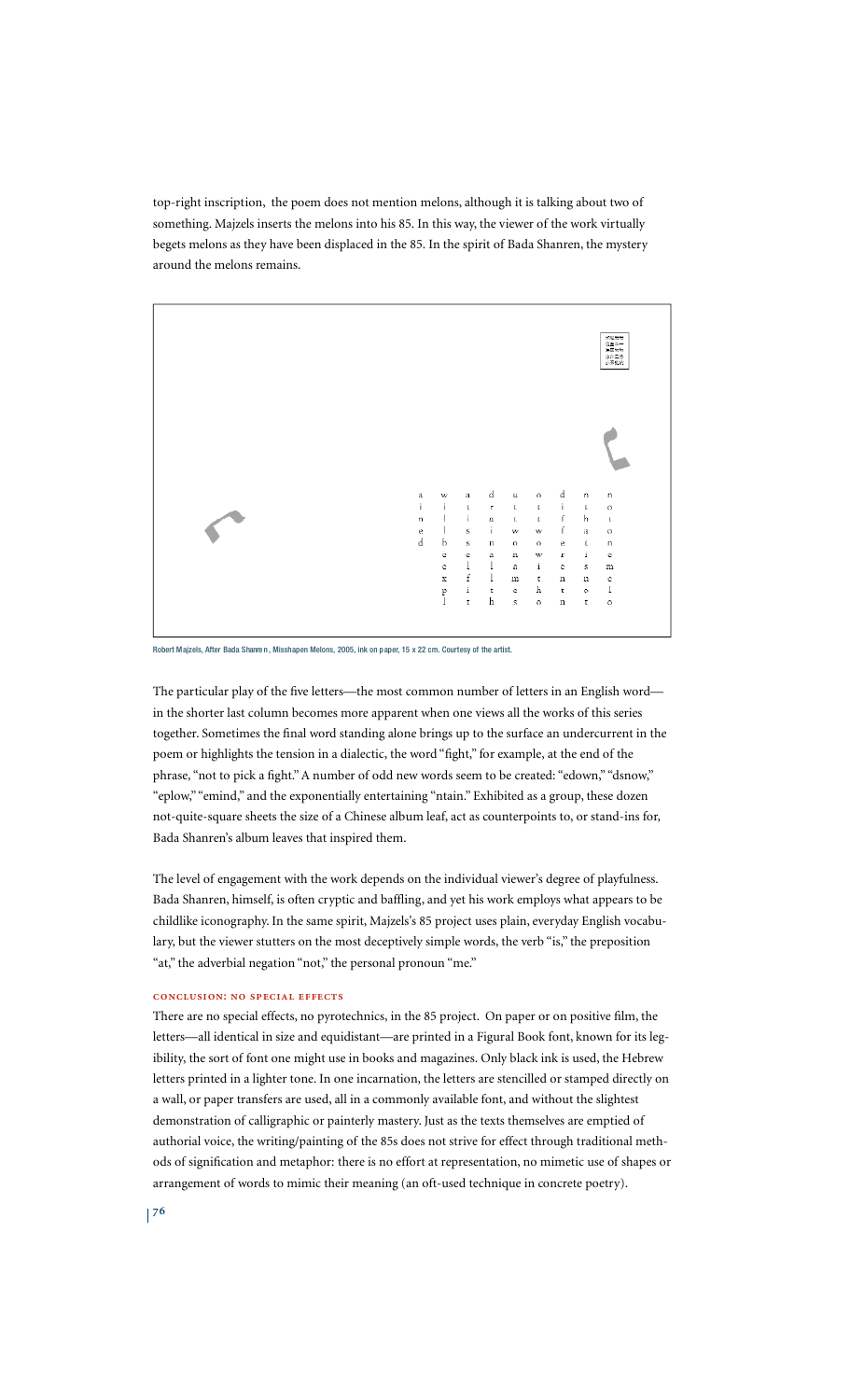top-right inscription, the poem does not mention melons, although it is talking about two of something. Majzels inserts the melons into his 85. In this way, the viewer of the work virtually begets melons as they have been displaced in the 85. In the spirit of Bada Shanren, the mystery around the melons remains.

Robert Majzels, After Bada Shanren, Misshapen Melons, 2005, ink on paper, 15 x 22 cm. Courtesy of the artist.

The particular play of the five letters—the most common number of letters in an English word—in the shorter last column becomes more apparent when one views all the works of this series together. Sometimes the final word standing alone brings up to the surface an undercurrent in the poem or highlights the tension in a dialectic, the word "fight," for example, at the end of the phrase, "not to pick a fight." A number of odd new words seem to be created: "edown," "dsnow," "eplow," "emind," and the exponentially entertaining "ntain." Exhibited as a group, these dozen not-quite-square sheets the size of a Chinese album leaf, act as counterpoints to, or stand-ins for, Bada Shanren's album leaves that inspired them.

The level of engagement with the work depends on the individual viewer's degree of playfulness. Bada Shanren, himself, is often cryptic and baffling, and yet his work employs what appears to be childlike iconography. In the same spirit, Majzels's 85 project uses plain, everyday English vocabulary, but the viewer stutters on the most deceptively simple words, the verb "is," the preposition "at," the adverbial negation "not," the personal pronoun "me."

#### CONCLUSION: NO SPECIAL EFFECTS

There are no special effects, no pyrotechnics, in the 85 project. On paper or on positive film, the letters—all identical in size and equidistant—are printed in a Figural Book font, known for its legibility, the sort of font one might use in books and magazines. Only black ink is used, the Hebrew letters printed in a lighter tone. In one incarnation, the letters are stencilled or stamped directly on a wall, or paper transfers are used, all in a commonly available font, and without the slightest demonstration of calligraphic or painterly mastery. Just as the texts themselves are emptied of authorial voice, the writing/painting of the 85s does not strive for effect through traditional methods of signification and metaphor: there is no effort at representation, no mimetic use of shapes or arrangement of words to mimic their meaning (an oft-used technique in concrete poetry).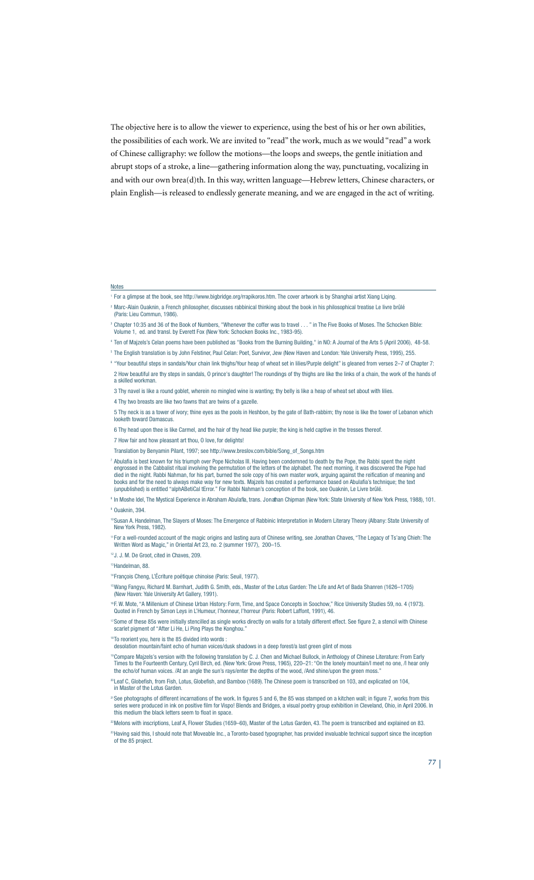The objective here is to allow the viewer to experience, using the best of his or her own abilities, the possibilities of each work. We are invited to "read" the work, much as we would "read" a work of Chinese calligraphy: we follow the motions—the loops and sweeps, the gentle initiation and abrupt stops of a stroke, a line—gathering information along the way, punctuating, vocalizing in and with our own brea(d)th. In this way, written language—Hebrew letters, Chinese characters, or plain English—is released to endlessly generate meaning, and we are engaged in the act of writing.

## Notes

[1] For a glimpse at the book, see http://www.bigbridge.org/rrapikoros.htm. The cover artwork is by Shanghai artist Xiang Liqing.

[2] Marc-Alain Ouaknin, a French philosopher, discusses rabbinical thinking about the book in his philosophical treatise Le livre brûlé (Paris: Lieu Commun, 1986).

[3] Chapter 10:35 and 36 of the Book of Numbers, "Whenever the coffer was to travel . . . " in The Five Books of Moses. The Schocken Bible: Volume 1, ed. and transl. by Everett Fox (New York: Schocken Books Inc., 1983-95).

[4] Ten of Majzels's Celan poems have been published as "Books from the Burning Building," in NO: A Journal of the Arts 5 (April 2006), 48-58.

[5] The English translation is by John Felstiner, Paul Celan: Poet, Survivor, Jew (New Haven and London: Yale University Press, 1995), 255.

[6] "Your beautiful steps in sandals/Your chain link thighs/Your heap of wheat set in lilies/Purple delight" is gleaned from verses 2–7 of Chapter 7:

2 How beautiful are thy steps in sandals, O prince's daughter! The roundings of thy thighs are like the links of a chain, the work of the hands of a skilled workman.

3 Thy navel is like a round goblet, wherein no mingled wine is wanting; thy belly is like a heap of wheat set about with lilies.

4 Thy two breasts are like two fawns that are twins of a gazelle.

5 Thy neck is as a tower of ivory; thine eyes as the pools in Heshbon, by the gate of Bath-rabbim; thy nose is like the tower of Lebanon which looketh toward Damascus.

6 Thy head upon thee is like Carmel, and the hair of thy head like purple; the king is held captive in the tresses thereof.

7 How fair and how pleasant art thou, O love, for delights!

Translation by Benyamin Pilant, 1997; see http://www.breslov.com/bible/Song_of_Songs.htm

[7] Abulafia is best known for his triumph over Pope Nicholas III. Having been condemned to death by the Pope, the Rabbi spent the night engrossed in the Cabbalist ritual involving the permutation of the letters of the alphabet. The next morning, it was discovered the Pope had died in the night. Rabbi Nahman, for his part, burned the sole copy of his own master work, arguing against the reification of meaning and books and for the need to always make way for new texts. Majzels has created a performance based on Abulafia's technique; the text (unpublished) is entitled "alphABetiCal tError." For Rabbi Nahman's conception of the book, see Ouaknin, Le Livre brûlé.

[8] In Moshe Idel, The Mystical Experience in Abraham Abulafia, trans. Jonathan Chipman (New York: State University of New York Press, 1988), 101.

[9] Ouaknin, 394.

[10] Susan A. Handelman, The Slayers of Moses: The Emergence of Rabbinic Interpretation in Modern Literary Theory (Albany: State University of New York Press, 1982).

[11] For a well-rounded account of the magic origins and lasting aura of Chinese writing, see Jonathan Chaves, "The Legacy of Ts'ang Chieh: The Written Word as Magic," in Oriental Art 23, no. 2 (summer 1977), 200–15.

[12] J. J. M. De Groot, cited in Chaves, 209.

[13] Handelman, 88.

[14] François Cheng, L'Écriture poétique chinoise (Paris: Seuil, 1977).

[15] Wang Fangyu, Richard M. Barnhart, Judith G. Smith, eds., Master of the Lotus Garden: The Life and Art of Bada Shanren (1626–1705) (New Haven: Yale University Art Gallery, 1991).

[16] F. W. Mote, "A Millenium of Chinese Urban History: Form, Time, and Space Concepts in Soochow," Rice University Studies 59, no. 4 (1973). Quoted in French by Simon Leys in L'Humeur, l'honneur, l'horreur (Paris: Robert Laffont, 1991), 46.

[17] Some of these 85s were initially stencilled as single works directly on walls for a totally different effect. See figure 2, a stencil with Chinese scarlet pigment of "After Li He, Li Ping Plays the Konghou."

[18] To reorient you, here is the 85 divided into words :
desolation mountain/faint echo of human voices/dusk shadows in a deep forest/a last green glint of moss

[19] Compare Majzels's version with the following translation by C. J. Chen and Michael Bullock, in Anthology of Chinese Literature: From Early Times to the Fourteenth Century, Cyril Birch, ed. (New York: Grove Press, 1965), 220–21: "On the lonely mountain/I meet no one, /I hear only the echo/of human voices. /At an angle the sun's rays/enter the depths of the wood, /And shine/upon the green moss."

[20] Leaf C, Globefish, from Fish, Lotus, Globefish, and Bamboo (1689). The Chinese poem is transcribed on 103, and explicated on 104, in Master of the Lotus Garden.

[21] See photographs of different incarnations of the work. In figures 5 and 6, the 85 was stamped on a kitchen wall; in figure 7, works from this series were produced in ink on positive film for Vispo! Blends and Bridges, a visual poetry group exhibition in Cleveland, Ohio, in April 2006. In this medium the black letters seem to float in space.

[22] Melons with inscriptions, Leaf A, Flower Studies (1659–60), Master of the Lotus Garden, 43. The poem is transcribed and explained on 83.

[23] Having said this, I should note that Moveable Inc., a Toronto-based typographer, has provided invaluable technical support since the inception of the 85 project.